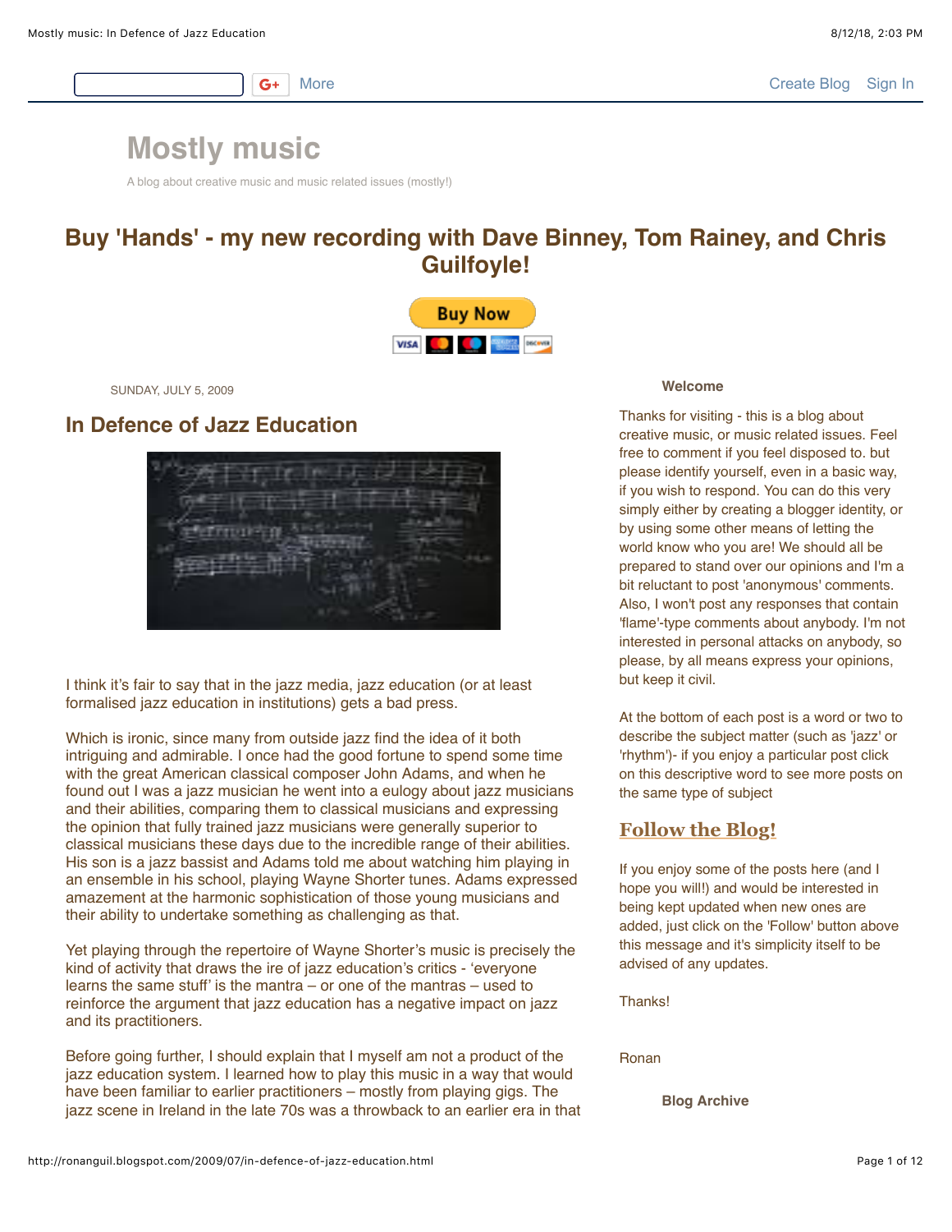# Mostly music

A blog about creative music and music related issues (mostly!)

## Buy 'Hands' - my new recording with Dave Binney, Tom Rainey, and Chris Guilfoyle!

Buy Now

SUNDAY, JULY 5, 2009

## In Defence of Jazz Education

I think it's fair to say that in the jazz media, jazz education (or at least formalised jazz education in institutions) gets a bad press.

Which is ironic, since many from outside jazz find the idea of it both intriguing and admirable. I once had the good fortune to spend some time with the great American classical composer John Adams, and when he found out I was a jazz musician he went into a eulogy about jazz musicians and their abilities, comparing them to classical musicians and expressing the opinion that fully trained jazz musicians were generally superior to classical musicians these days due to the incredible range of their abilities. His son is a jazz bassist and Adams told me about watching him playing in an ensemble in his school, playing Wayne Shorter tunes. Adams expressed amazement at the harmonic sophistication of those young musicians and their ability to undertake something as challenging as that.

Yet playing through the repertoire of Wayne Shorter's music is precisely the kind of activity that draws the ire of jazz education's critics - 'everyone learns the same stuff' is the mantra – or one of the mantras – used to reinforce the argument that jazz education has a negative impact on jazz and its practitioners.

Before going further, I should explain that I myself am not a product of the jazz education system. I learned how to play this music in a way that would have been familiar to earlier practitioners – mostly from playing gigs. The jazz scene in Ireland in the late 70s was a throwback to an earlier era in that

**Welcome**

Thanks for visiting - this is a blog about creative music, or music related issues. Feel free to comment if you feel disposed to. but please identify yourself, even in a basic way, if you wish to respond. You can do this very simply either by creating a blogger identity, or by using some other means of letting the world know who you are! We should all be prepared to stand over our opinions and I'm a bit reluctant to post 'anonymous' comments. Also, I won't post any responses that contain 'flame'-type comments about anybody. I'm not interested in personal attacks on anybody, so please, by all means express your opinions, but keep it civil.

At the bottom of each post is a word or two to describe the subject matter (such as 'jazz' or 'rhythm')- if you enjoy a particular post click on this descriptive word to see more posts on the same type of subject

### Follow the Blog!

If you enjoy some of the posts here (and I hope you will!) and would be interested in being kept updated when new ones are added, just click on the 'Follow' button above this message and it's simplicity itself to be advised of any updates.

Thanks!

Ronan

**Blog Archive**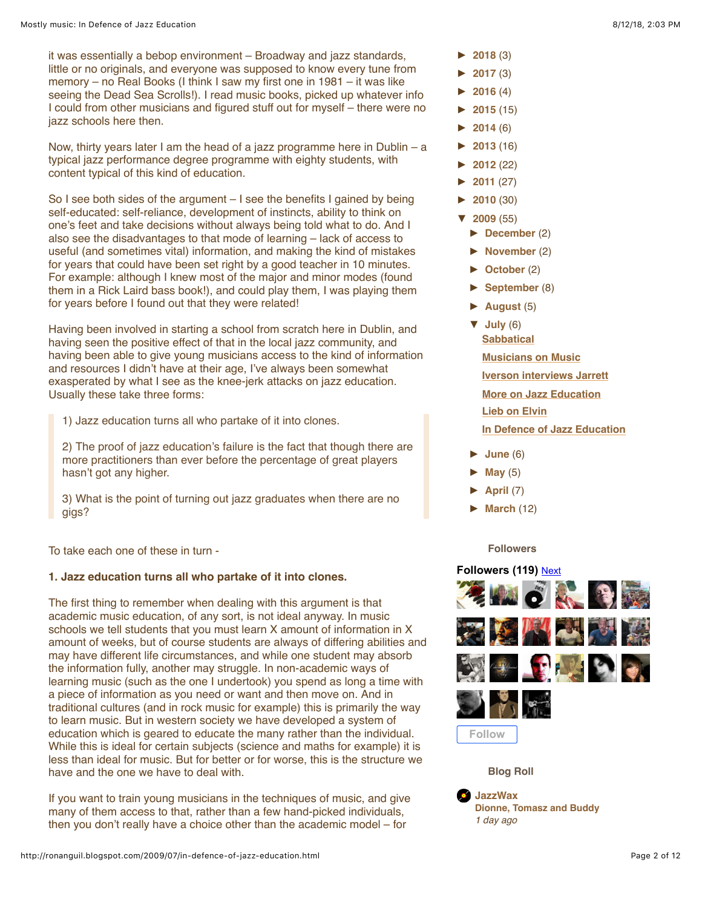it was essentially a bebop environment – Broadway and jazz standards, little or no originals, and everyone was supposed to know every tune from memory – no Real Books (I think I saw my first one in 1981 – it was like seeing the Dead Sea Scrolls!). I read music books, picked up whatever info I could from other musicians and figured stuff out for myself – there were no jazz schools here then.

Now, thirty years later I am the head of a jazz programme here in Dublin – a typical jazz performance degree programme with eighty students, with content typical of this kind of education.

So I see both sides of the argument – I see the benefits I gained by being self-educated: self-reliance, development of instincts, ability to think on one's feet and take decisions without always being told what to do. And I also see the disadvantages to that mode of learning – lack of access to useful (and sometimes vital) information, and making the kind of mistakes for years that could have been set right by a good teacher in 10 minutes. For example: although I knew most of the major and minor modes (found them in a Rick Laird bass book!), and could play them, I was playing them for years before I found out that they were related!

Having been involved in starting a school from scratch here in Dublin, and having seen the positive effect of that in the local jazz community, and having been able to give young musicians access to the kind of information and resources I didn't have at their age, I've always been somewhat exasperated by what I see as the knee-jerk attacks on jazz education. Usually these take three forms:

> 1) Jazz education turns all who partake of it into clones.
>
> 2) The proof of jazz education's failure is the fact that though there are more practitioners than ever before the percentage of great players hasn't got any higher.
>
> 3) What is the point of turning out jazz graduates when there are no gigs?

To take each one of these in turn -

**1. Jazz education turns all who partake of it into clones.**

The first thing to remember when dealing with this argument is that academic music education, of any sort, is not ideal anyway. In music schools we tell students that you must learn X amount of information in X amount of weeks, but of course students are always of differing abilities and may have different life circumstances, and while one student may absorb the information fully, another may struggle. In non-academic ways of learning music (such as the one I undertook) you spend as long a time with a piece of information as you need or want and then move on. And in traditional cultures (and in rock music for example) this is primarily the way to learn music. But in western society we have developed a system of education which is geared to educate the many rather than the individual. While this is ideal for certain subjects (science and maths for example) it is less than ideal for music. But for better or for worse, this is the structure we have and the one we have to deal with.

If you want to train young musicians in the techniques of music, and give many of them access to that, rather than a few hand-picked individuals, then you don't really have a choice other than the academic model – for

- ► 2018 (3)
- ► 2017 (3)
- ► 2016 (4)
- ► 2015 (15)
- ► 2014 (6)
- ► 2013 (16)
- ► 2012 (22)
- ► 2011 (27)
- ► 2010 (30)
- ▼ 2009 (55)
  - ► December (2)
  - ► November (2)
  - ► October (2)
  - ► September (8)
  - ► August (5)
  - ▼ July (6)
    - Sabbatical
    - Musicians on Music
    - Iverson interviews Jarrett
    - More on Jazz Education
    - Lieb on Elvin
    - In Defence of Jazz Education
  - ► June (6)
  - ► May (5)
  - ► April (7)
  - ► March (12)

Followers

**Followers (119)** Next

Follow

Blog Roll

**JazzWax**
**Dionne, Tomasz and Buddy**
*1 day ago*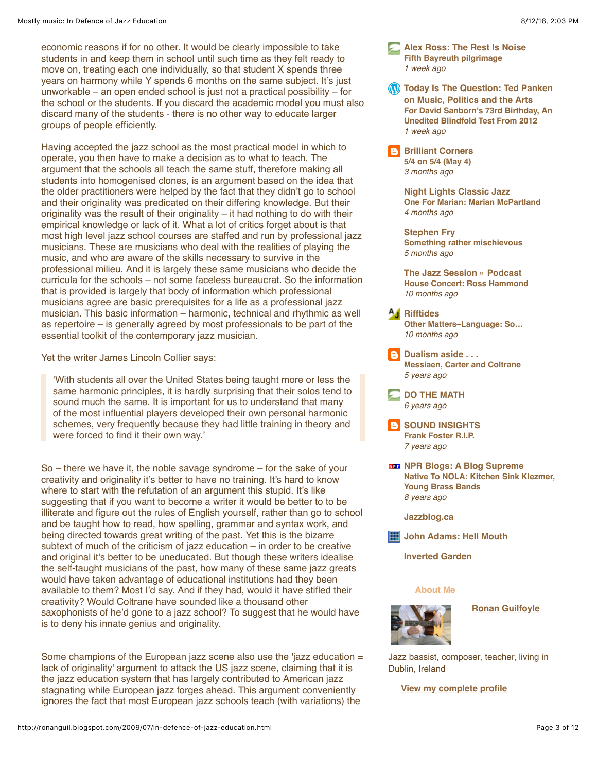economic reasons if for no other. It would be clearly impossible to take students in and keep them in school until such time as they felt ready to move on, treating each one individually, so that student X spends three years on harmony while Y spends 6 months on the same subject. It's just unworkable – an open ended school is just not a practical possibility – for the school or the students. If you discard the academic model you must also discard many of the students - there is no other way to educate larger groups of people efficiently.

Having accepted the jazz school as the most practical model in which to operate, you then have to make a decision as to what to teach. The argument that the schools all teach the same stuff, therefore making all students into homogenised clones, is an argument based on the idea that the older practitioners were helped by the fact that they didn't go to school and their originality was predicated on their differing knowledge. But their originality was the result of their originality – it had nothing to do with their empirical knowledge or lack of it. What a lot of critics forget about is that most high level jazz school courses are staffed and run by professional jazz musicians. These are musicians who deal with the realities of playing the music, and who are aware of the skills necessary to survive in the professional milieu. And it is largely these same musicians who decide the curricula for the schools – not some faceless bureaucrat. So the information that is provided is largely that body of information which professional musicians agree are basic prerequisites for a life as a professional jazz musician. This basic information – harmonic, technical and rhythmic as well as repertoire – is generally agreed by most professionals to be part of the essential toolkit of the contemporary jazz musician.

Yet the writer James Lincoln Collier says:

> 'With students all over the United States being taught more or less the same harmonic principles, it is hardly surprising that their solos tend to sound much the same. It is important for us to understand that many of the most influential players developed their own personal harmonic schemes, very frequently because they had little training in theory and were forced to find it their own way.'

So – there we have it, the noble savage syndrome – for the sake of your creativity and originality it's better to have no training. It's hard to know where to start with the refutation of an argument this stupid. It's like suggesting that if you want to become a writer it would be better to to be illiterate and figure out the rules of English yourself, rather than go to school and be taught how to read, how spelling, grammar and syntax work, and being directed towards great writing of the past. Yet this is the bizarre subtext of much of the criticism of jazz education – in order to be creative and original it's better to be uneducated. But though these writers idealise the self-taught musicians of the past, how many of these same jazz greats would have taken advantage of educational institutions had they been available to them? Most I'd say. And if they had, would it have stifled their creativity? Would Coltrane have sounded like a thousand other saxophonists of he'd gone to a jazz school? To suggest that he would have is to deny his innate genius and originality.

Some champions of the European jazz scene also use the 'jazz education = lack of originality' argument to attack the US jazz scene, claiming that it is the jazz education system that has largely contributed to American jazz stagnating while European jazz forges ahead. This argument conveniently ignores the fact that most European jazz schools teach (with variations) the

**Alex Ross: The Rest Is Noise**
**Fifth Bayreuth pilgrimage**
*1 week ago*

**Today Is The Question: Ted Panken on Music, Politics and the Arts**
**For David Sanborn's 73rd Birthday, An Unedited Blindfold Test From 2012**
*1 week ago*

**Brilliant Corners**
**5/4 on 5/4 (May 4)**
*3 months ago*

**Night Lights Classic Jazz**
**One For Marian: Marian McPartland**
*4 months ago*

**Stephen Fry**
**Something rather mischievous**
*5 months ago*

**The Jazz Session » Podcast**
**House Concert: Ross Hammond**
*10 months ago*

**Rifftides**
**Other Matters–Language: So…**
*10 months ago*

**Dualism aside . . .**
**Messiaen, Carter and Coltrane**
*5 years ago*

**DO THE MATH**
*6 years ago*

**SOUND INSIGHTS**
**Frank Foster R.I.P.**
*7 years ago*

**NPR Blogs: A Blog Supreme**
**Native To NOLA: Kitchen Sink Klezmer, Young Brass Bands**
*8 years ago*

**Jazzblog.ca**

**John Adams: Hell Mouth**

**Inverted Garden**

**About Me**

**Ronan Guilfoyle**

Jazz bassist, composer, teacher, living in Dublin, Ireland

**View my complete profile**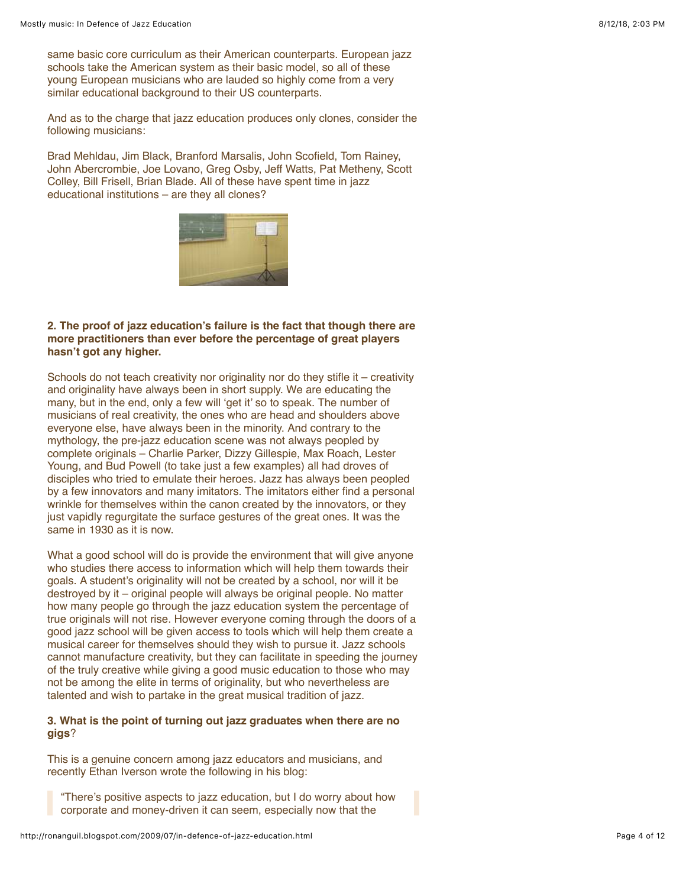same basic core curriculum as their American counterparts. European jazz schools take the American system as their basic model, so all of these young European musicians who are lauded so highly come from a very similar educational background to their US counterparts.

And as to the charge that jazz education produces only clones, consider the following musicians:

Brad Mehldau, Jim Black, Branford Marsalis, John Scofield, Tom Rainey, John Abercrombie, Joe Lovano, Greg Osby, Jeff Watts, Pat Metheny, Scott Colley, Bill Frisell, Brian Blade. All of these have spent time in jazz educational institutions – are they all clones?

**2. The proof of jazz education's failure is the fact that though there are more practitioners than ever before the percentage of great players hasn't got any higher.**

Schools do not teach creativity nor originality nor do they stifle it – creativity and originality have always been in short supply. We are educating the many, but in the end, only a few will 'get it' so to speak. The number of musicians of real creativity, the ones who are head and shoulders above everyone else, have always been in the minority. And contrary to the mythology, the pre-jazz education scene was not always peopled by complete originals – Charlie Parker, Dizzy Gillespie, Max Roach, Lester Young, and Bud Powell (to take just a few examples) all had droves of disciples who tried to emulate their heroes. Jazz has always been peopled by a few innovators and many imitators. The imitators either find a personal wrinkle for themselves within the canon created by the innovators, or they just vapidly regurgitate the surface gestures of the great ones. It was the same in 1930 as it is now.

What a good school will do is provide the environment that will give anyone who studies there access to information which will help them towards their goals. A student's originality will not be created by a school, nor will it be destroyed by it – original people will always be original people. No matter how many people go through the jazz education system the percentage of true originals will not rise. However everyone coming through the doors of a good jazz school will be given access to tools which will help them create a musical career for themselves should they wish to pursue it. Jazz schools cannot manufacture creativity, but they can facilitate in speeding the journey of the truly creative while giving a good music education to those who may not be among the elite in terms of originality, but who nevertheless are talented and wish to partake in the great musical tradition of jazz.

**3. What is the point of turning out jazz graduates when there are no gigs**?

This is a genuine concern among jazz educators and musicians, and recently Ethan Iverson wrote the following in his blog:

> "There's positive aspects to jazz education, but I do worry about how corporate and money-driven it can seem, especially now that the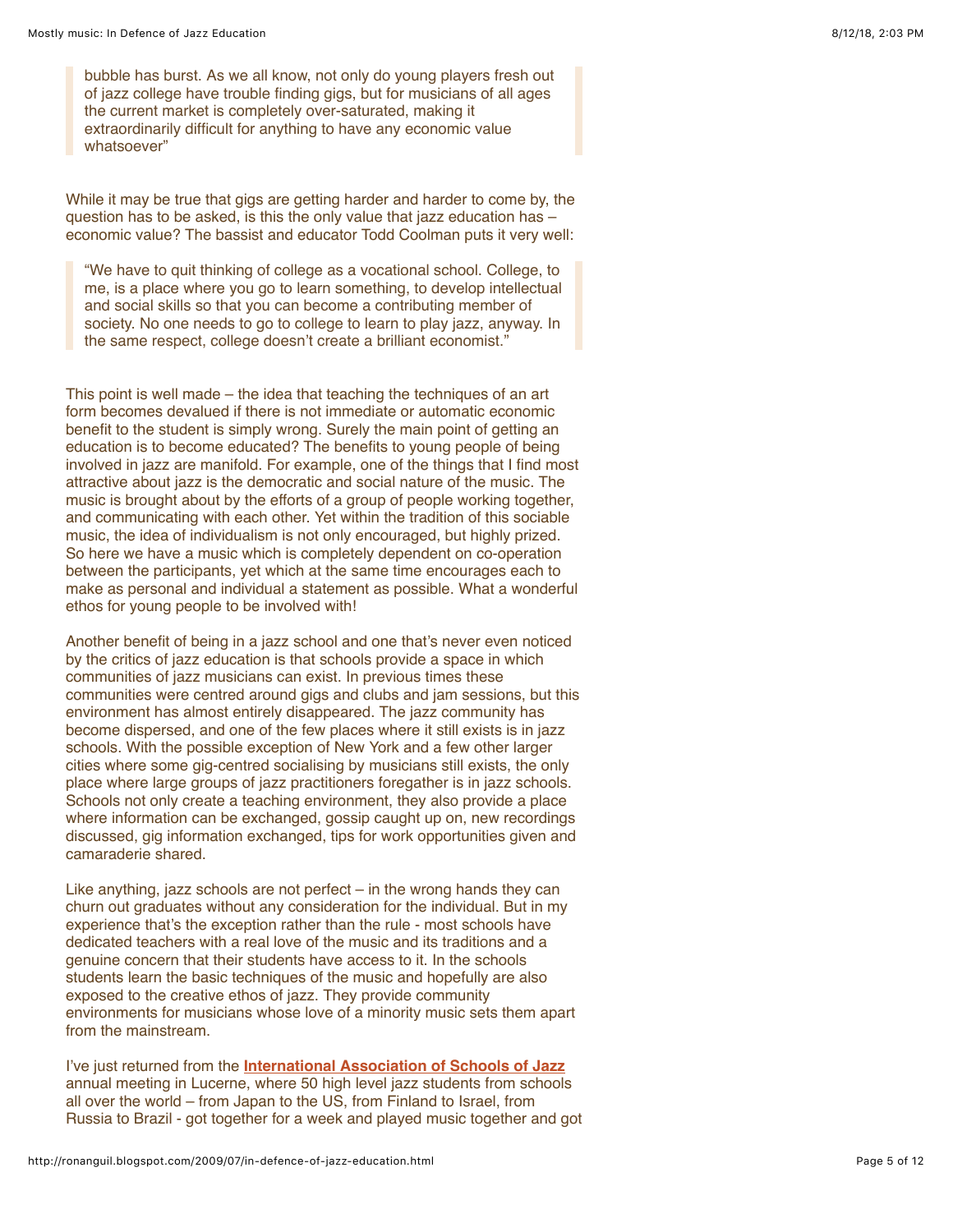> bubble has burst. As we all know, not only do young players fresh out of jazz college have trouble finding gigs, but for musicians of all ages the current market is completely over-saturated, making it extraordinarily difficult for anything to have any economic value whatsoever"

While it may be true that gigs are getting harder and harder to come by, the question has to be asked, is this the only value that jazz education has – economic value? The bassist and educator Todd Coolman puts it very well:

> "We have to quit thinking of college as a vocational school. College, to me, is a place where you go to learn something, to develop intellectual and social skills so that you can become a contributing member of society. No one needs to go to college to learn to play jazz, anyway. In the same respect, college doesn't create a brilliant economist."

This point is well made – the idea that teaching the techniques of an art form becomes devalued if there is not immediate or automatic economic benefit to the student is simply wrong. Surely the main point of getting an education is to become educated? The benefits to young people of being involved in jazz are manifold. For example, one of the things that I find most attractive about jazz is the democratic and social nature of the music. The music is brought about by the efforts of a group of people working together, and communicating with each other. Yet within the tradition of this sociable music, the idea of individualism is not only encouraged, but highly prized. So here we have a music which is completely dependent on co-operation between the participants, yet which at the same time encourages each to make as personal and individual a statement as possible. What a wonderful ethos for young people to be involved with!

Another benefit of being in a jazz school and one that's never even noticed by the critics of jazz education is that schools provide a space in which communities of jazz musicians can exist. In previous times these communities were centred around gigs and clubs and jam sessions, but this environment has almost entirely disappeared. The jazz community has become dispersed, and one of the few places where it still exists is in jazz schools. With the possible exception of New York and a few other larger cities where some gig-centred socialising by musicians still exists, the only place where large groups of jazz practitioners foregather is in jazz schools. Schools not only create a teaching environment, they also provide a place where information can be exchanged, gossip caught up on, new recordings discussed, gig information exchanged, tips for work opportunities given and camaraderie shared.

Like anything, jazz schools are not perfect – in the wrong hands they can churn out graduates without any consideration for the individual. But in my experience that's the exception rather than the rule - most schools have dedicated teachers with a real love of the music and its traditions and a genuine concern that their students have access to it. In the schools students learn the basic techniques of the music and hopefully are also exposed to the creative ethos of jazz. They provide community environments for musicians whose love of a minority music sets them apart from the mainstream.

I've just returned from the **International Association of Schools of Jazz** annual meeting in Lucerne, where 50 high level jazz students from schools all over the world – from Japan to the US, from Finland to Israel, from Russia to Brazil - got together for a week and played music together and got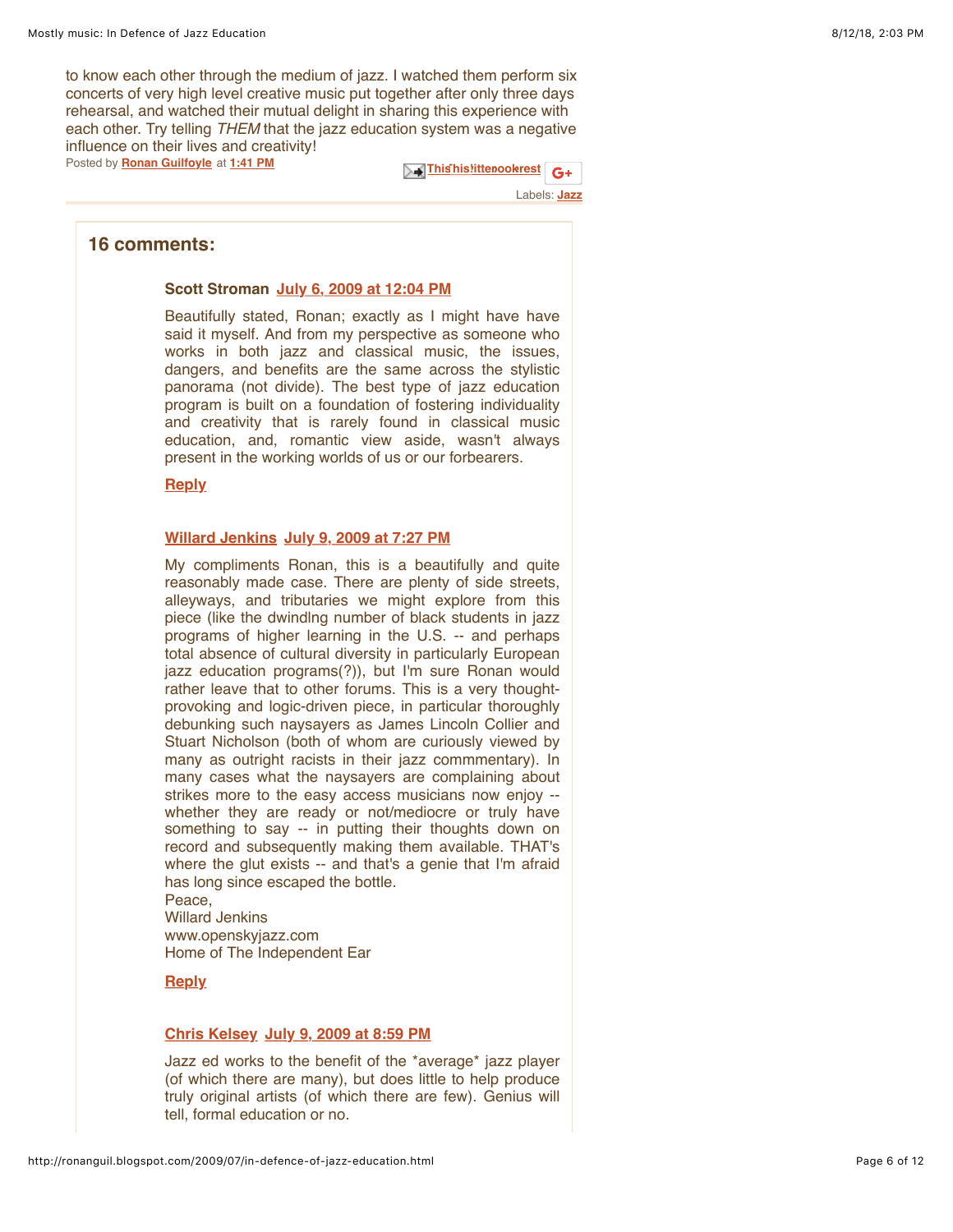to know each other through the medium of jazz. I watched them perform six concerts of very high level creative music put together after only three days rehearsal, and watched their mutual delight in sharing this experience with each other. Try telling *THEM* that the jazz education system was a negative influence on their lives and creativity!

Posted by **Ronan Guilfoyle** at **1:41 PM**

Labels: **Jazz**

## 16 comments:

**Scott Stroman** July 6, 2009 at 12:04 PM

Beautifully stated, Ronan; exactly as I might have have said it myself. And from my perspective as someone who works in both jazz and classical music, the issues, dangers, and benefits are the same across the stylistic panorama (not divide). The best type of jazz education program is built on a foundation of fostering individuality and creativity that is rarely found in classical music education, and, romantic view aside, wasn't always present in the working worlds of us or our forbearers.

Reply

**Willard Jenkins** July 9, 2009 at 7:27 PM

My compliments Ronan, this is a beautifully and quite reasonably made case. There are plenty of side streets, alleyways, and tributaries we might explore from this piece (like the dwindlng number of black students in jazz programs of higher learning in the U.S. -- and perhaps total absence of cultural diversity in particularly European jazz education programs(?)), but I'm sure Ronan would rather leave that to other forums. This is a very thought-provoking and logic-driven piece, in particular thoroughly debunking such naysayers as James Lincoln Collier and Stuart Nicholson (both of whom are curiously viewed by many as outright racists in their jazz commmentary). In many cases what the naysayers are complaining about strikes more to the easy access musicians now enjoy -- whether they are ready or not/mediocre or truly have something to say -- in putting their thoughts down on record and subsequently making them available. THAT's where the glut exists -- and that's a genie that I'm afraid has long since escaped the bottle.
Peace,
Willard Jenkins
www.openskyjazz.com
Home of The Independent Ear

Reply

**Chris Kelsey** July 9, 2009 at 8:59 PM

Jazz ed works to the benefit of the *average* jazz player (of which there are many), but does little to help produce truly original artists (of which there are few). Genius will tell, formal education or no.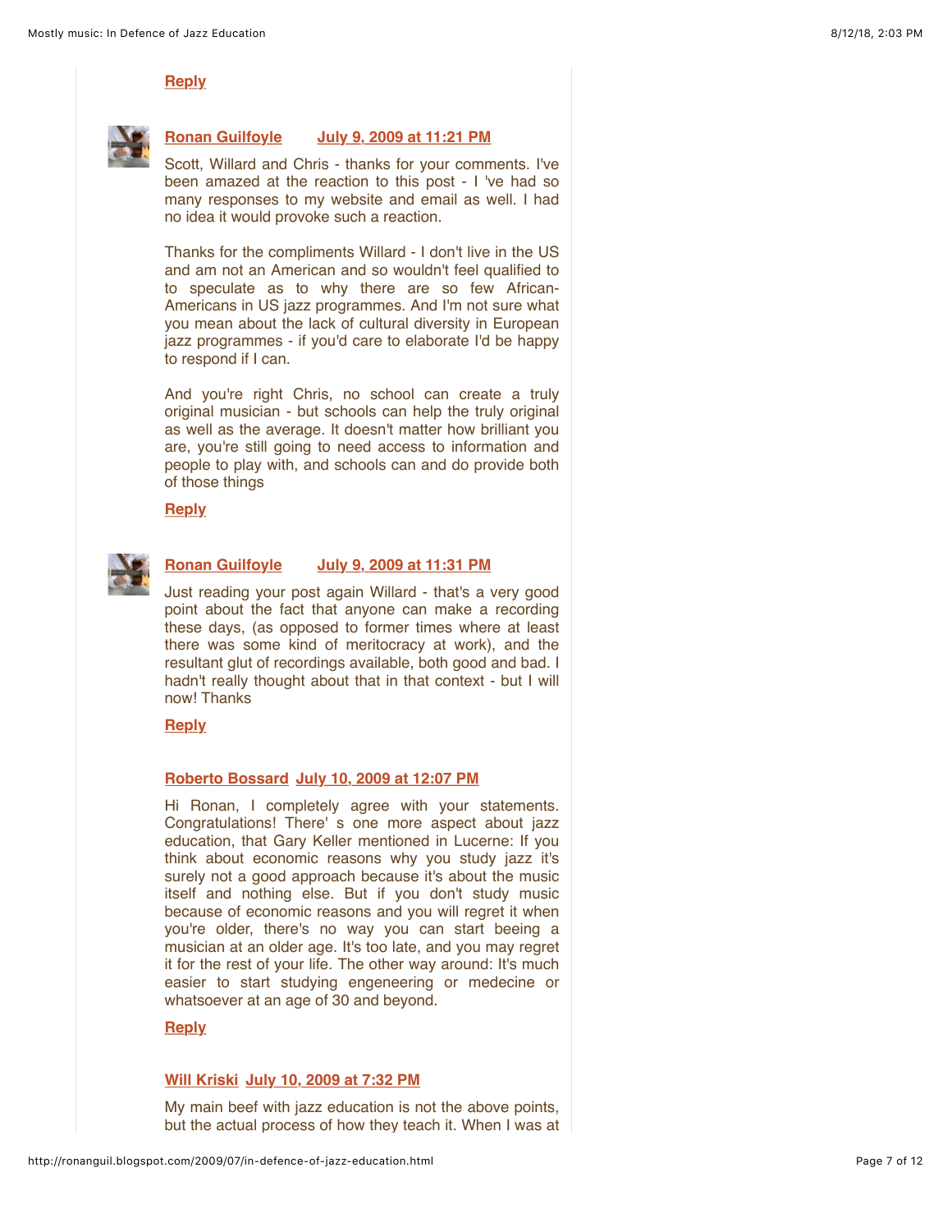**Reply**

**Ronan Guilfoyle** July 9, 2009 at 11:21 PM

Scott, Willard and Chris - thanks for your comments. I've been amazed at the reaction to this post - I 've had so many responses to my website and email as well. I had no idea it would provoke such a reaction.

Thanks for the compliments Willard - I don't live in the US and am not an American and so wouldn't feel qualified to to speculate as to why there are so few African-Americans in US jazz programmes. And I'm not sure what you mean about the lack of cultural diversity in European jazz programmes - if you'd care to elaborate I'd be happy to respond if I can.

And you're right Chris, no school can create a truly original musician - but schools can help the truly original as well as the average. It doesn't matter how brilliant you are, you're still going to need access to information and people to play with, and schools can and do provide both of those things

**Reply**

**Ronan Guilfoyle** July 9, 2009 at 11:31 PM

Just reading your post again Willard - that's a very good point about the fact that anyone can make a recording these days, (as opposed to former times where at least there was some kind of meritocracy at work), and the resultant glut of recordings available, both good and bad. I hadn't really thought about that in that context - but I will now! Thanks

**Reply**

**Roberto Bossard** July 10, 2009 at 12:07 PM

Hi Ronan, I completely agree with your statements. Congratulations! There' s one more aspect about jazz education, that Gary Keller mentioned in Lucerne: If you think about economic reasons why you study jazz it's surely not a good approach because it's about the music itself and nothing else. But if you don't study music because of economic reasons and you will regret it when you're older, there's no way you can start beeing a musician at an older age. It's too late, and you may regret it for the rest of your life. The other way around: It's much easier to start studying engeneering or medecine or whatsoever at an age of 30 and beyond.

**Reply**

**Will Kriski** July 10, 2009 at 7:32 PM

My main beef with jazz education is not the above points, but the actual process of how they teach it. When I was at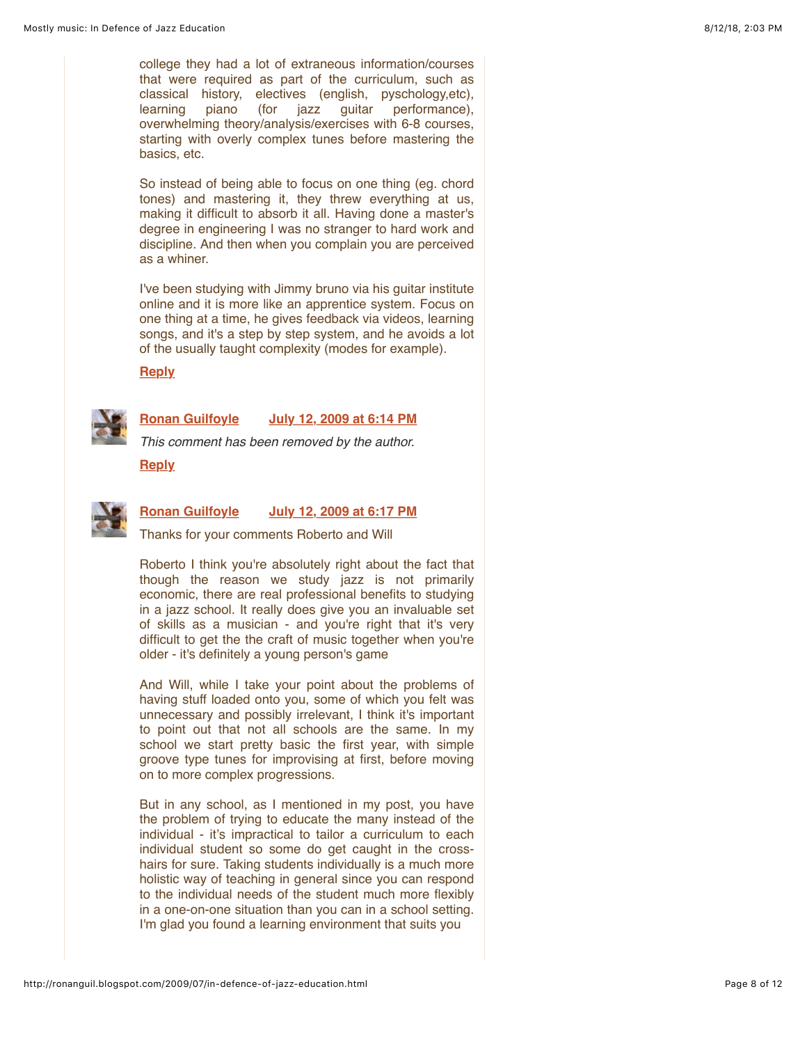college they had a lot of extraneous information/courses that were required as part of the curriculum, such as classical history, electives (english, pyschology,etc), learning piano (for jazz guitar performance), overwhelming theory/analysis/exercises with 6-8 courses, starting with overly complex tunes before mastering the basics, etc.

So instead of being able to focus on one thing (eg. chord tones) and mastering it, they threw everything at us, making it difficult to absorb it all. Having done a master's degree in engineering I was no stranger to hard work and discipline. And then when you complain you are perceived as a whiner.

I've been studying with Jimmy bruno via his guitar institute online and it is more like an apprentice system. Focus on one thing at a time, he gives feedback via videos, learning songs, and it's a step by step system, and he avoids a lot of the usually taught complexity (modes for example).

**Reply**

**Ronan Guilfoyle** **July 12, 2009 at 6:14 PM**

*This comment has been removed by the author.*

**Reply**

**Ronan Guilfoyle** **July 12, 2009 at 6:17 PM**

Thanks for your comments Roberto and Will

Roberto I think you're absolutely right about the fact that though the reason we study jazz is not primarily economic, there are real professional benefits to studying in a jazz school. It really does give you an invaluable set of skills as a musician - and you're right that it's very difficult to get the the craft of music together when you're older - it's definitely a young person's game

And Will, while I take your point about the problems of having stuff loaded onto you, some of which you felt was unnecessary and possibly irrelevant, I think it's important to point out that not all schools are the same. In my school we start pretty basic the first year, with simple groove type tunes for improvising at first, before moving on to more complex progressions.

But in any school, as I mentioned in my post, you have the problem of trying to educate the many instead of the individual - it's impractical to tailor a curriculum to each individual student so some do get caught in the cross-hairs for sure. Taking students individually is a much more holistic way of teaching in general since you can respond to the individual needs of the student much more flexibly in a one-on-one situation than you can in a school setting. I'm glad you found a learning environment that suits you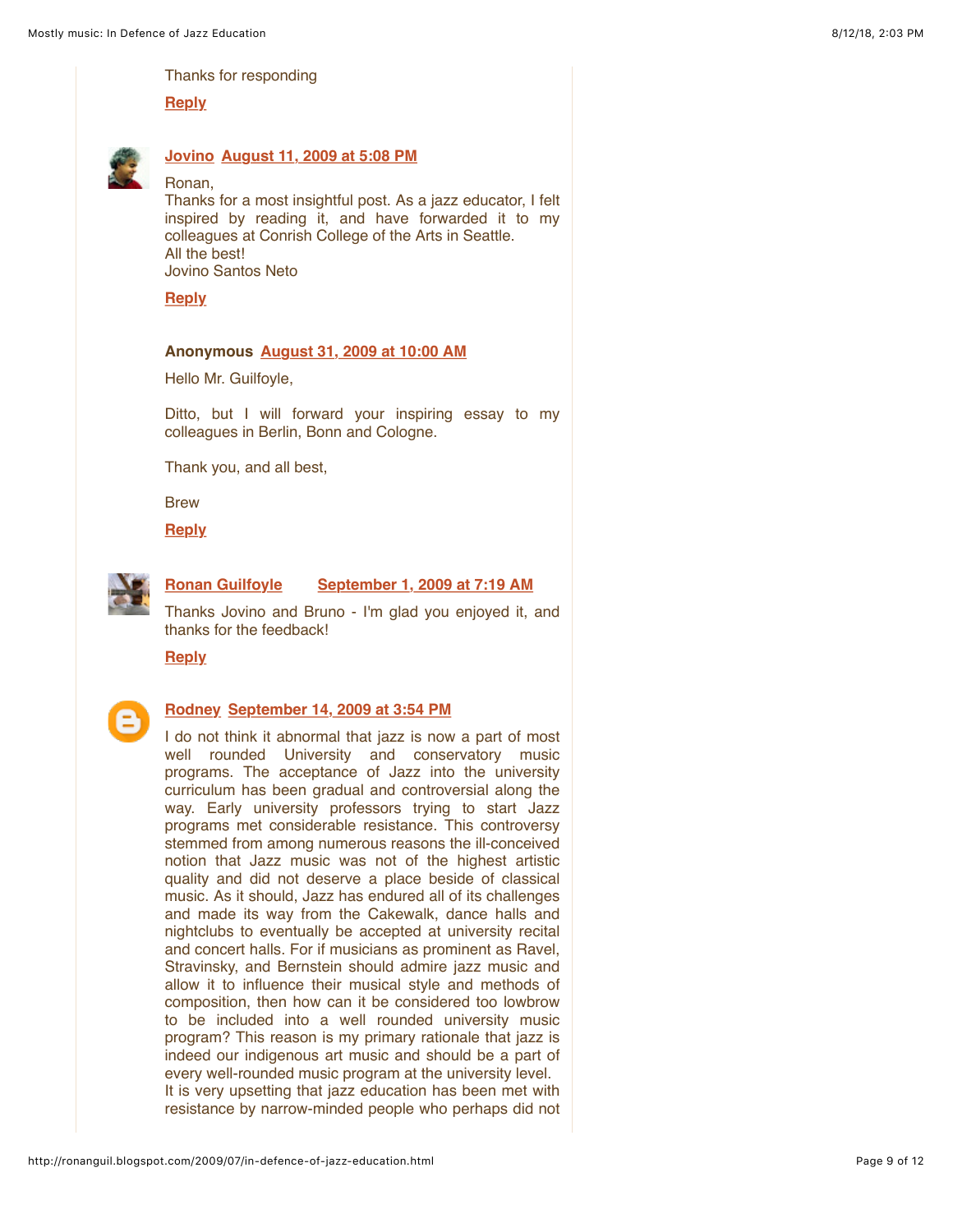Thanks for responding

Reply

**Jovino** August 11, 2009 at 5:08 PM

Ronan,
Thanks for a most insightful post. As a jazz educator, I felt inspired by reading it, and have forwarded it to my colleagues at Conrish College of the Arts in Seattle.
All the best!
Jovino Santos Neto

Reply

**Anonymous** August 31, 2009 at 10:00 AM

Hello Mr. Guilfoyle,

Ditto, but I will forward your inspiring essay to my colleagues in Berlin, Bonn and Cologne.

Thank you, and all best,

Brew

Reply

**Ronan Guilfoyle** September 1, 2009 at 7:19 AM

Thanks Jovino and Bruno - I'm glad you enjoyed it, and thanks for the feedback!

Reply

**Rodney** September 14, 2009 at 3:54 PM

I do not think it abnormal that jazz is now a part of most well rounded University and conservatory music programs. The acceptance of Jazz into the university curriculum has been gradual and controversial along the way. Early university professors trying to start Jazz programs met considerable resistance. This controversy stemmed from among numerous reasons the ill-conceived notion that Jazz music was not of the highest artistic quality and did not deserve a place beside of classical music. As it should, Jazz has endured all of its challenges and made its way from the Cakewalk, dance halls and nightclubs to eventually be accepted at university recital and concert halls. For if musicians as prominent as Ravel, Stravinsky, and Bernstein should admire jazz music and allow it to influence their musical style and methods of composition, then how can it be considered too lowbrow to be included into a well rounded university music program? This reason is my primary rationale that jazz is indeed our indigenous art music and should be a part of every well-rounded music program at the university level.
It is very upsetting that jazz education has been met with resistance by narrow-minded people who perhaps did not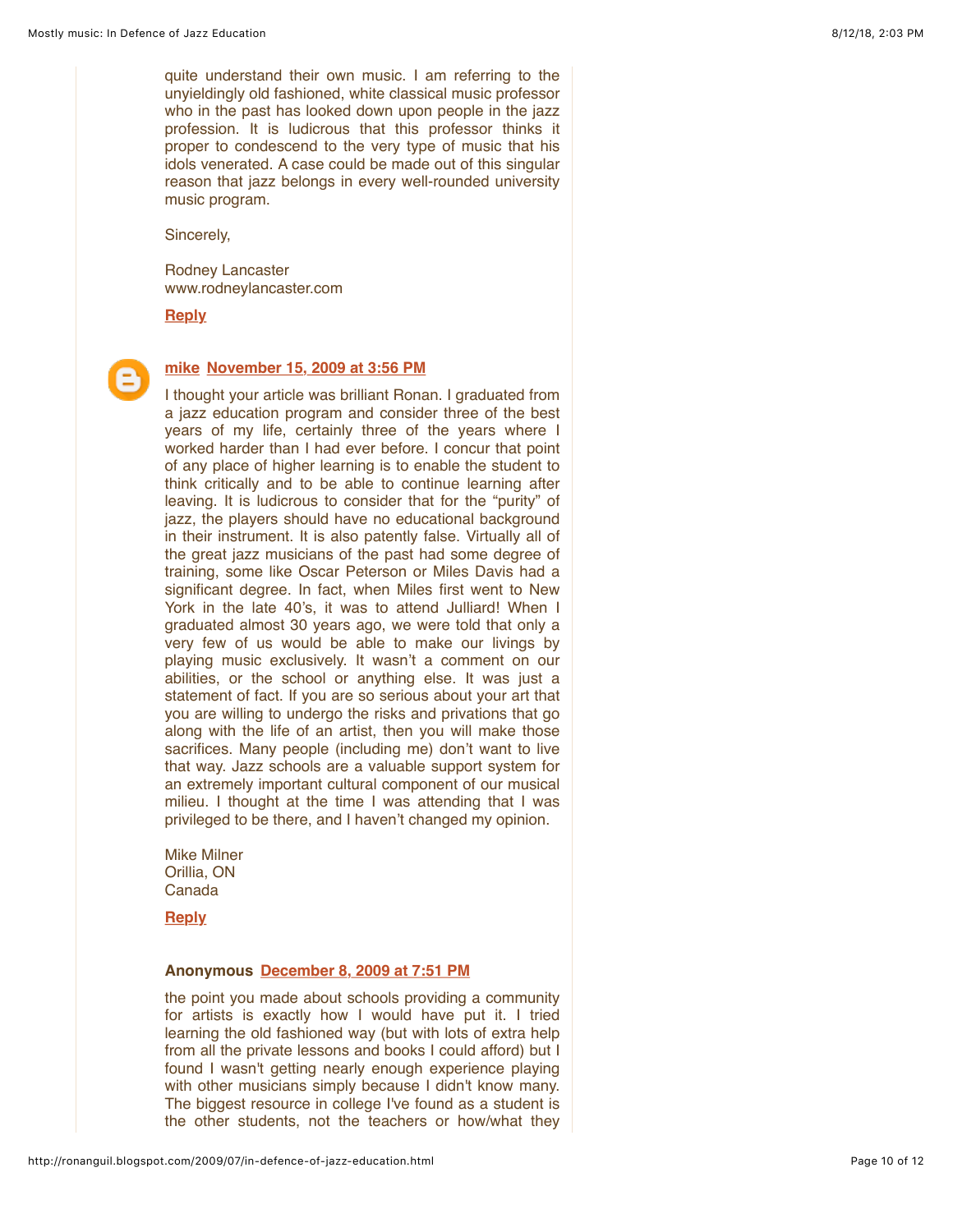quite understand their own music. I am referring to the unyieldingly old fashioned, white classical music professor who in the past has looked down upon people in the jazz profession. It is ludicrous that this professor thinks it proper to condescend to the very type of music that his idols venerated. A case could be made out of this singular reason that jazz belongs in every well-rounded university music program.

Sincerely,

Rodney Lancaster
www.rodneylancaster.com

Reply

**mike** November 15, 2009 at 3:56 PM

I thought your article was brilliant Ronan. I graduated from a jazz education program and consider three of the best years of my life, certainly three of the years where I worked harder than I had ever before. I concur that point of any place of higher learning is to enable the student to think critically and to be able to continue learning after leaving. It is ludicrous to consider that for the "purity" of jazz, the players should have no educational background in their instrument. It is also patently false. Virtually all of the great jazz musicians of the past had some degree of training, some like Oscar Peterson or Miles Davis had a significant degree. In fact, when Miles first went to New York in the late 40's, it was to attend Julliard! When I graduated almost 30 years ago, we were told that only a very few of us would be able to make our livings by playing music exclusively. It wasn't a comment on our abilities, or the school or anything else. It was just a statement of fact. If you are so serious about your art that you are willing to undergo the risks and privations that go along with the life of an artist, then you will make those sacrifices. Many people (including me) don't want to live that way. Jazz schools are a valuable support system for an extremely important cultural component of our musical milieu. I thought at the time I was attending that I was privileged to be there, and I haven't changed my opinion.

Mike Milner
Orillia, ON
Canada

Reply

**Anonymous** December 8, 2009 at 7:51 PM

the point you made about schools providing a community for artists is exactly how I would have put it. I tried learning the old fashioned way (but with lots of extra help from all the private lessons and books I could afford) but I found I wasn't getting nearly enough experience playing with other musicians simply because I didn't know many. The biggest resource in college I've found as a student is the other students, not the teachers or how/what they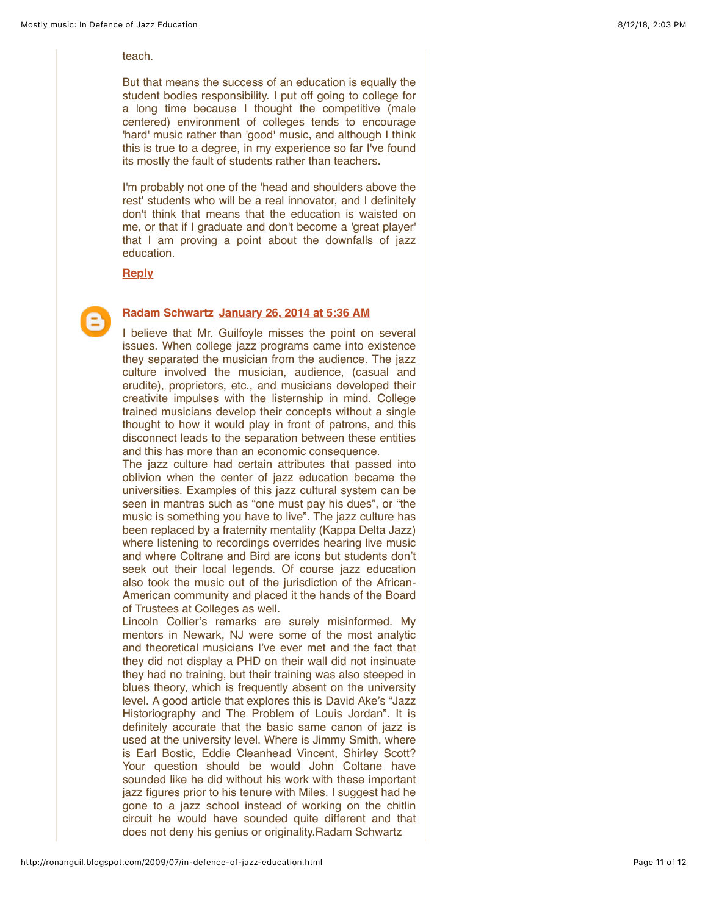teach.

But that means the success of an education is equally the student bodies responsibility. I put off going to college for a long time because I thought the competitive (male centered) environment of colleges tends to encourage 'hard' music rather than 'good' music, and although I think this is true to a degree, in my experience so far I've found its mostly the fault of students rather than teachers.

I'm probably not one of the 'head and shoulders above the rest' students who will be a real innovator, and I definitely don't think that means that the education is waisted on me, or that if I graduate and don't become a 'great player' that I am proving a point about the downfalls of jazz education.

**Reply**

**Radam Schwartz** **January 26, 2014 at 5:36 AM**

I believe that Mr. Guilfoyle misses the point on several issues. When college jazz programs came into existence they separated the musician from the audience. The jazz culture involved the musician, audience, (casual and erudite), proprietors, etc., and musicians developed their creativite impulses with the listernship in mind. College trained musicians develop their concepts without a single thought to how it would play in front of patrons, and this disconnect leads to the separation between these entities and this has more than an economic consequence.
The jazz culture had certain attributes that passed into oblivion when the center of jazz education became the universities. Examples of this jazz cultural system can be seen in mantras such as “one must pay his dues”, or “the music is something you have to live”. The jazz culture has been replaced by a fraternity mentality (Kappa Delta Jazz) where listening to recordings overrides hearing live music and where Coltrane and Bird are icons but students don’t seek out their local legends. Of course jazz education also took the music out of the jurisdiction of the African-American community and placed it the hands of the Board of Trustees at Colleges as well.
Lincoln Collier’s remarks are surely misinformed. My mentors in Newark, NJ were some of the most analytic and theoretical musicians I’ve ever met and the fact that they did not display a PHD on their wall did not insinuate they had no training, but their training was also steeped in blues theory, which is frequently absent on the university level. A good article that explores this is David Ake’s “Jazz Historiography and The Problem of Louis Jordan”. It is definitely accurate that the basic same canon of jazz is used at the university level. Where is Jimmy Smith, where is Earl Bostic, Eddie Cleanhead Vincent, Shirley Scott? Your question should be would John Coltane have sounded like he did without his work with these important jazz figures prior to his tenure with Miles. I suggest had he gone to a jazz school instead of working on the chitlin circuit he would have sounded quite different and that does not deny his genius or originality.Radam Schwartz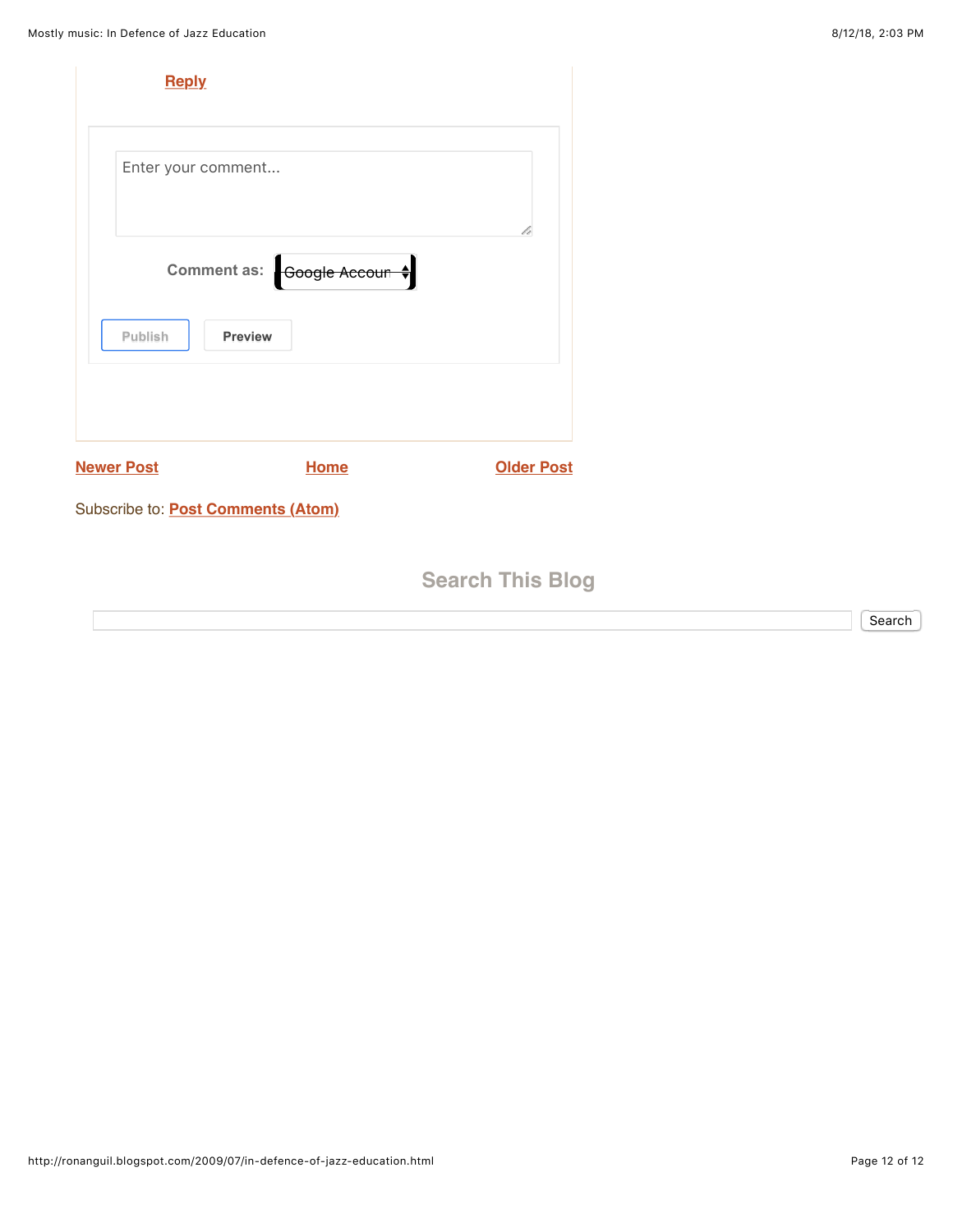Reply

Enter your comment...

Comment as: Google Accoun

Publish Preview

Newer Post Home Older Post

Subscribe to: Post Comments (Atom)

## Search This Blog

Search